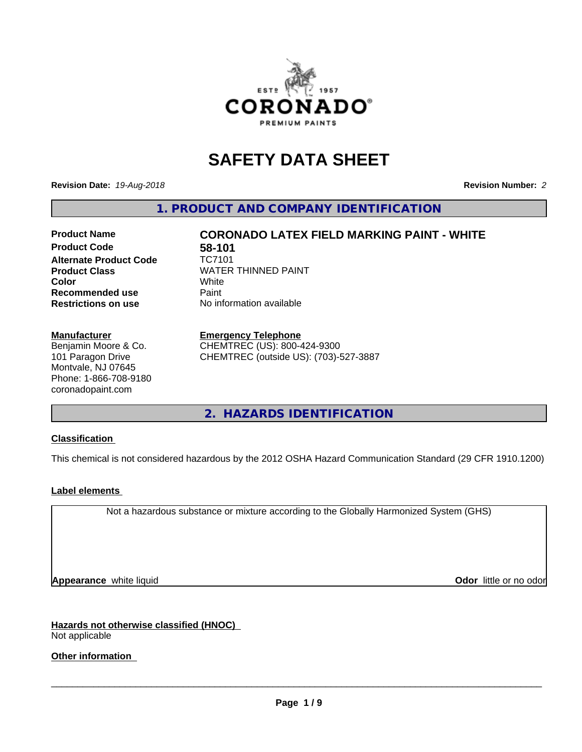# SAFETY DATA SHEET

**Revision Date:** *19-Aug-2018*

**Revision Number:** *2*

## 1. PRODUCT AND COMPANY IDENTIFICATION

| | |
|---|---|
| **Product Name** | **CORONADO LATEX FIELD MARKING PAINT - WHITE** |
| **Product Code** | **58-101** |
| **Alternate Product Code** | TC7101 |
| **Product Class** | WATER THINNED PAINT |
| **Color** | White |
| **Recommended use** | Paint |
| **Restrictions on use** | No information available |

**Manufacturer**
Benjamin Moore & Co.
101 Paragon Drive
Montvale, NJ 07645
Phone: 1-866-708-9180
coronadopaint.com

**Emergency Telephone**
CHEMTREC (US): 800-424-9300
CHEMTREC (outside US): (703)-527-3887

## 2. HAZARDS IDENTIFICATION

**Classification**

This chemical is not considered hazardous by the 2012 OSHA Hazard Communication Standard (29 CFR 1910.1200)

**Label elements**

Not a hazardous substance or mixture according to the Globally Harmonized System (GHS)

**Appearance** white liquid

**Odor** little or no odor

**Hazards not otherwise classified (HNOC)**
Not applicable

**Other information**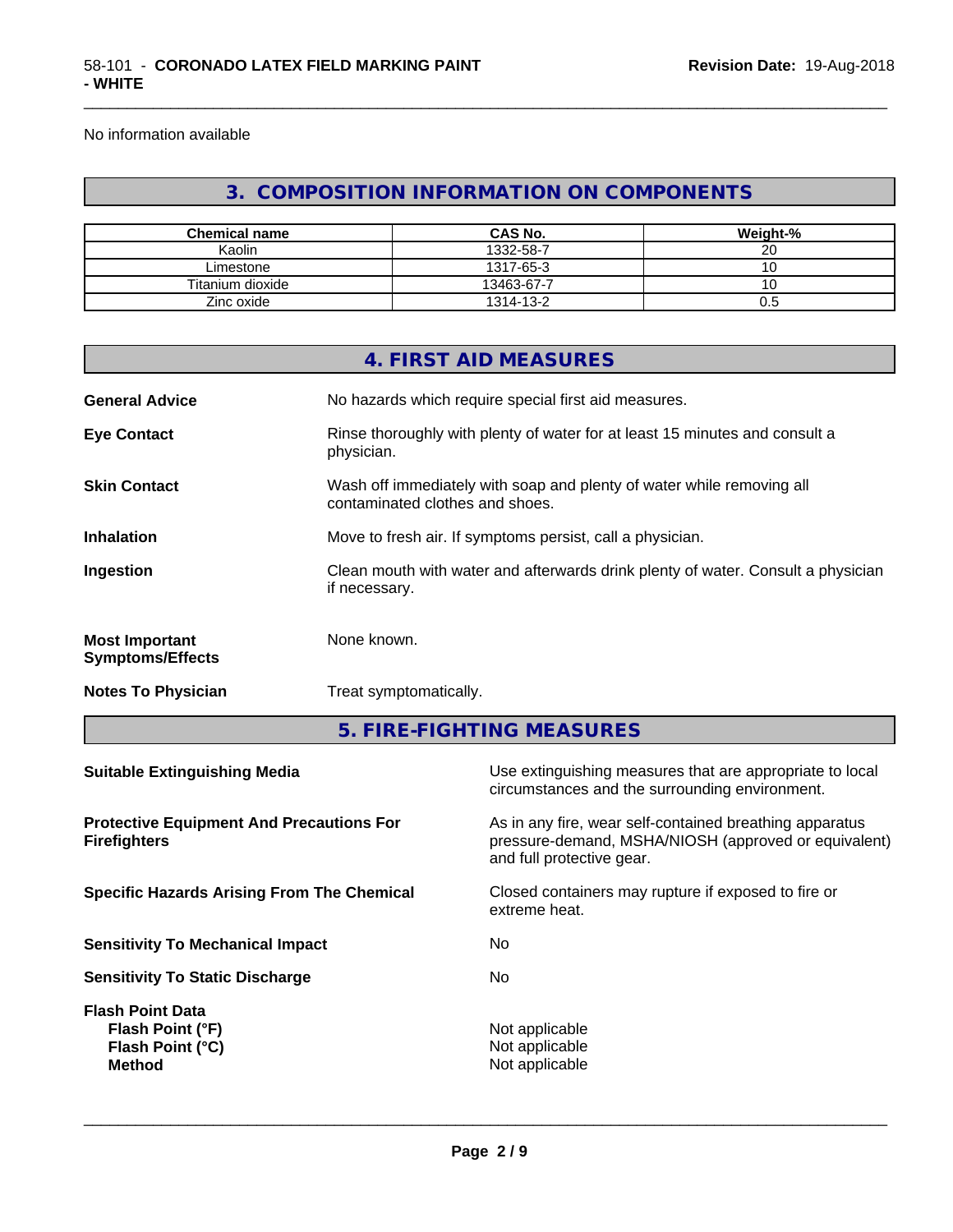No information available

## 3. COMPOSITION INFORMATION ON COMPONENTS

| Chemical name | CAS No. | Weight-% |
|---|---|---|
| Kaolin | 1332-58-7 | 20 |
| Limestone | 1317-65-3 | 10 |
| Titanium dioxide | 13463-67-7 | 10 |
| Zinc oxide | 1314-13-2 | 0.5 |

## 4. FIRST AID MEASURES

**General Advice** No hazards which require special first aid measures.

**Eye Contact** Rinse thoroughly with plenty of water for at least 15 minutes and consult a physician.

**Skin Contact** Wash off immediately with soap and plenty of water while removing all contaminated clothes and shoes.

**Inhalation** Move to fresh air. If symptoms persist, call a physician.

**Ingestion** Clean mouth with water and afterwards drink plenty of water. Consult a physician if necessary.

**Most Important Symptoms/Effects** None known.

**Notes To Physician** Treat symptomatically.

## 5. FIRE-FIGHTING MEASURES

**Suitable Extinguishing Media** Use extinguishing measures that are appropriate to local circumstances and the surrounding environment.

**Protective Equipment And Precautions For Firefighters** As in any fire, wear self-contained breathing apparatus pressure-demand, MSHA/NIOSH (approved or equivalent) and full protective gear.

**Specific Hazards Arising From The Chemical** Closed containers may rupture if exposed to fire or extreme heat.

**Sensitivity To Mechanical Impact** No

**Sensitivity To Static Discharge** No

**Flash Point Data**
**Flash Point (°F)** Not applicable
**Flash Point (°C)** Not applicable
**Method** Not applicable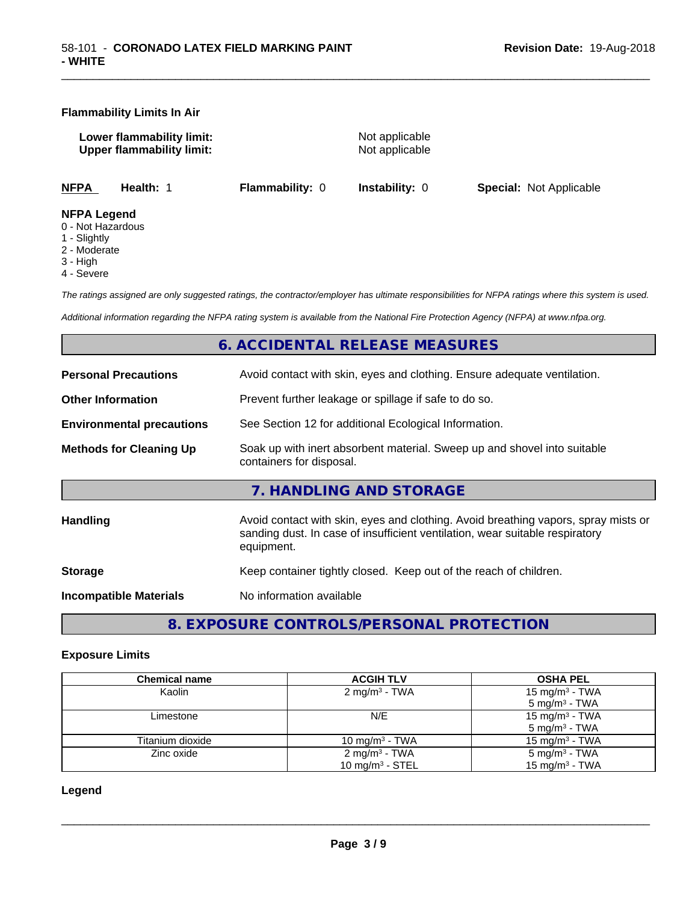**Flammability Limits In Air**

**Lower flammability limit:** Not applicable
**Upper flammability limit:** Not applicable

| **NFPA** | **Health:** 1 | **Flammability:** 0 | **Instability:** 0 | **Special:** Not Applicable |
|---|---|---|---|---|

**NFPA Legend**
0 - Not Hazardous
1 - Slightly
2 - Moderate
3 - High
4 - Severe

*The ratings assigned are only suggested ratings, the contractor/employer has ultimate responsibilities for NFPA ratings where this system is used.*

*Additional information regarding the NFPA rating system is available from the National Fire Protection Agency (NFPA) at www.nfpa.org.*

## 6. ACCIDENTAL RELEASE MEASURES

**Personal Precautions** Avoid contact with skin, eyes and clothing. Ensure adequate ventilation.

**Other Information** Prevent further leakage or spillage if safe to do so.

**Environmental precautions** See Section 12 for additional Ecological Information.

**Methods for Cleaning Up** Soak up with inert absorbent material. Sweep up and shovel into suitable containers for disposal.

## 7. HANDLING AND STORAGE

**Handling** Avoid contact with skin, eyes and clothing. Avoid breathing vapors, spray mists or sanding dust. In case of insufficient ventilation, wear suitable respiratory equipment.

**Storage** Keep container tightly closed. Keep out of the reach of children.

**Incompatible Materials** No information available

## 8. EXPOSURE CONTROLS/PERSONAL PROTECTION

**Exposure Limits**

| Chemical name | ACGIH TLV | OSHA PEL |
|---|---|---|
| Kaolin | 2 mg/m³ - TWA | 15 mg/m³ - TWA<br>5 mg/m³ - TWA |
| Limestone | N/E | 15 mg/m³ - TWA<br>5 mg/m³ - TWA |
| Titanium dioxide | 10 mg/m³ - TWA | 15 mg/m³ - TWA |
| Zinc oxide | 2 mg/m³ - TWA<br>10 mg/m³ - STEL | 5 mg/m³ - TWA<br>15 mg/m³ - TWA |

**Legend**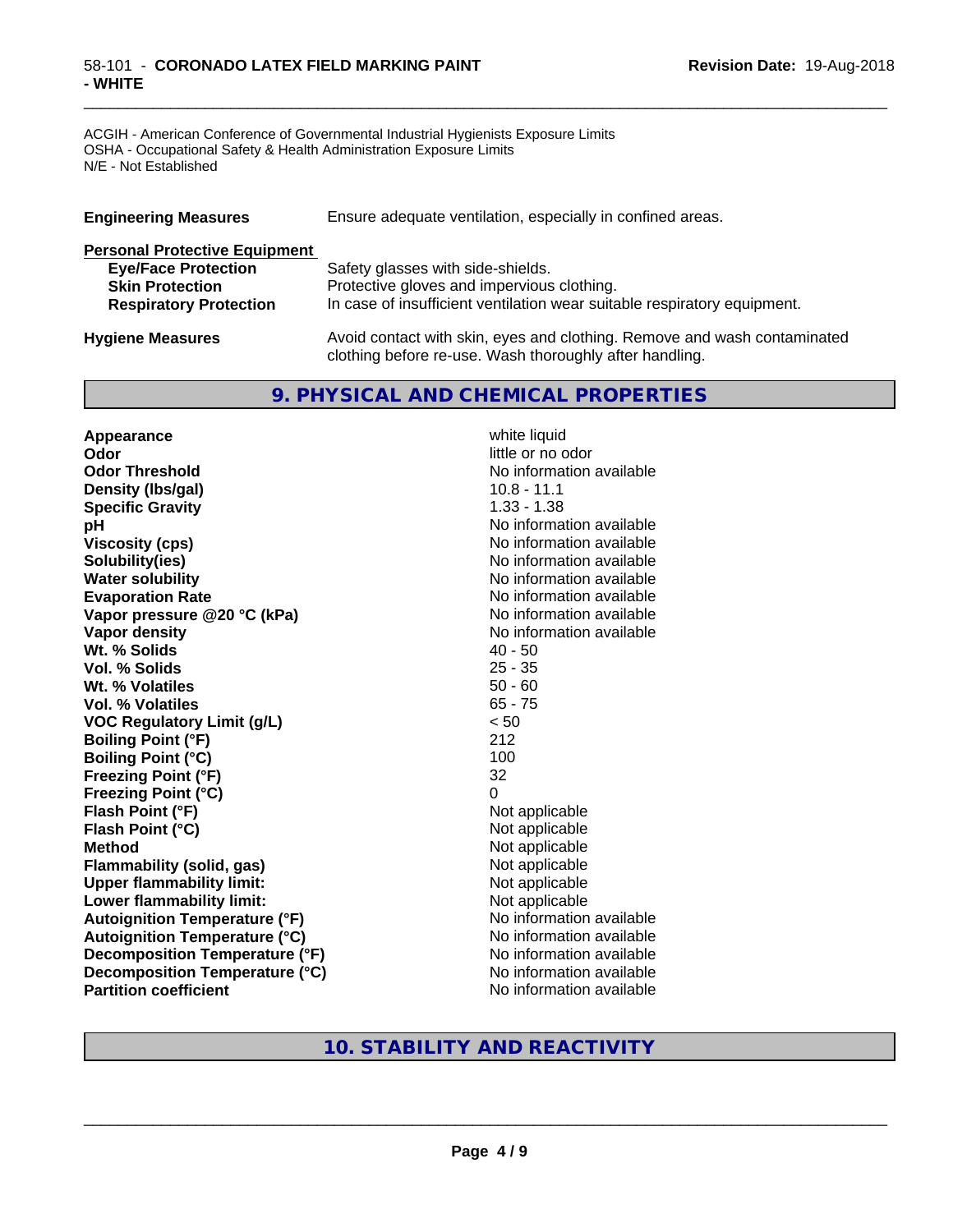ACGIH - American Conference of Governmental Industrial Hygienists Exposure Limits
OSHA - Occupational Safety & Health Administration Exposure Limits
N/E - Not Established

**Engineering Measures** Ensure adequate ventilation, especially in confined areas.

**Personal Protective Equipment**

| | |
|---|---|
| **Eye/Face Protection** | Safety glasses with side-shields. |
| **Skin Protection** | Protective gloves and impervious clothing. |
| **Respiratory Protection** | In case of insufficient ventilation wear suitable respiratory equipment. |

**Hygiene Measures** Avoid contact with skin, eyes and clothing. Remove and wash contaminated clothing before re-use. Wash thoroughly after handling.

## 9. PHYSICAL AND CHEMICAL PROPERTIES

| | |
|---|---|
| **Appearance** | white liquid |
| **Odor** | little or no odor |
| **Odor Threshold** | No information available |
| **Density (lbs/gal)** | 10.8 - 11.1 |
| **Specific Gravity** | 1.33 - 1.38 |
| **pH** | No information available |
| **Viscosity (cps)** | No information available |
| **Solubility(ies)** | No information available |
| **Water solubility** | No information available |
| **Evaporation Rate** | No information available |
| **Vapor pressure @20 °C (kPa)** | No information available |
| **Vapor density** | No information available |
| **Wt. % Solids** | 40 - 50 |
| **Vol. % Solids** | 25 - 35 |
| **Wt. % Volatiles** | 50 - 60 |
| **Vol. % Volatiles** | 65 - 75 |
| **VOC Regulatory Limit (g/L)** | < 50 |
| **Boiling Point (°F)** | 212 |
| **Boiling Point (°C)** | 100 |
| **Freezing Point (°F)** | 32 |
| **Freezing Point (°C)** | 0 |
| **Flash Point (°F)** | Not applicable |
| **Flash Point (°C)** | Not applicable |
| **Method** | Not applicable |
| **Flammability (solid, gas)** | Not applicable |
| **Upper flammability limit:** | Not applicable |
| **Lower flammability limit:** | Not applicable |
| **Autoignition Temperature (°F)** | No information available |
| **Autoignition Temperature (°C)** | No information available |
| **Decomposition Temperature (°F)** | No information available |
| **Decomposition Temperature (°C)** | No information available |
| **Partition coefficient** | No information available |

## 10. STABILITY AND REACTIVITY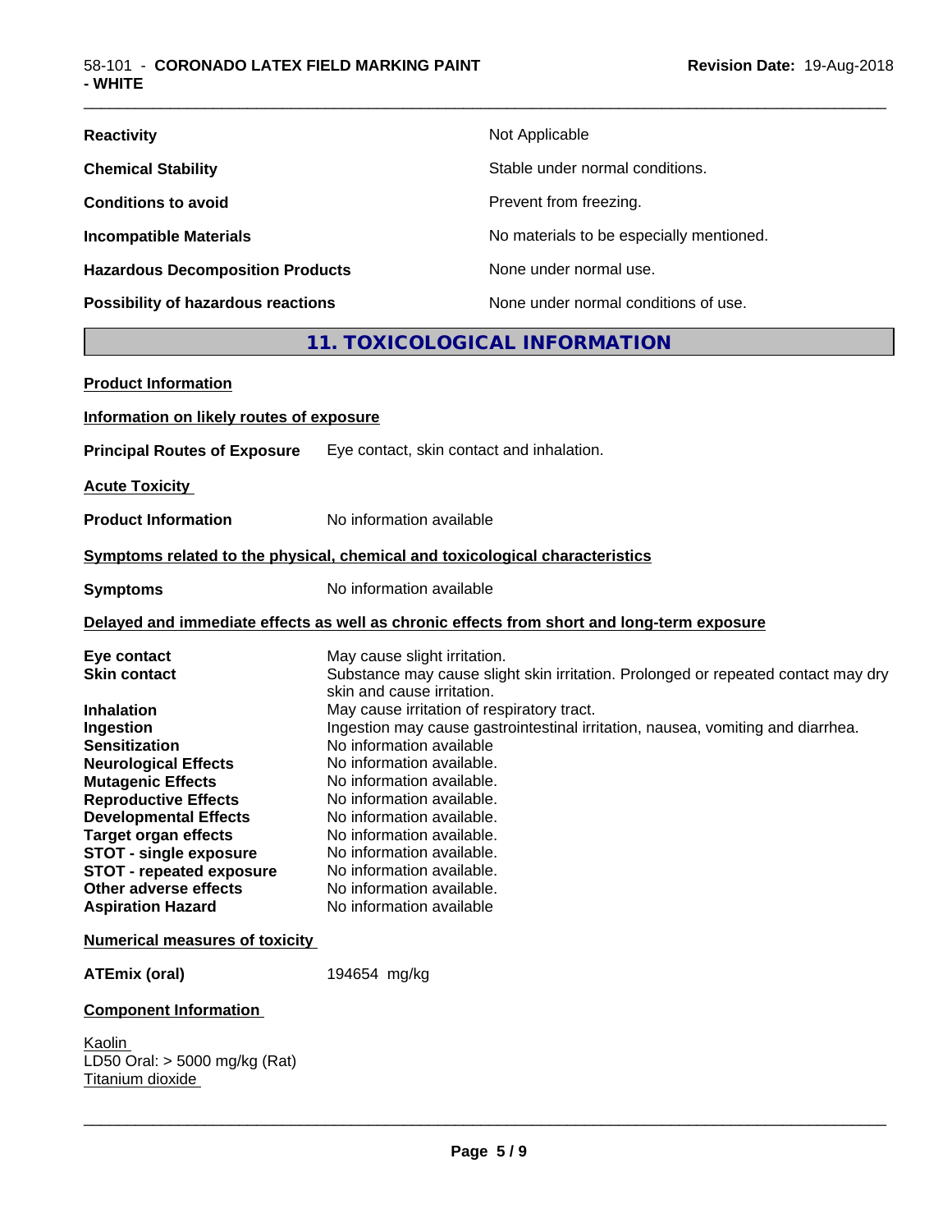| | |
|---|---|
| **Reactivity** | Not Applicable |
| **Chemical Stability** | Stable under normal conditions. |
| **Conditions to avoid** | Prevent from freezing. |
| **Incompatible Materials** | No materials to be especially mentioned. |
| **Hazardous Decomposition Products** | None under normal use. |
| **Possibility of hazardous reactions** | None under normal conditions of use. |

## 11. TOXICOLOGICAL INFORMATION

**Product Information**

**Information on likely routes of exposure**

**Principal Routes of Exposure** Eye contact, skin contact and inhalation.

**Acute Toxicity**

**Product Information** No information available

**Symptoms related to the physical, chemical and toxicological characteristics**

**Symptoms** No information available

**Delayed and immediate effects as well as chronic effects from short and long-term exposure**

| | |
|---|---|
| **Eye contact** | May cause slight irritation. |
| **Skin contact** | Substance may cause slight skin irritation. Prolonged or repeated contact may dry skin and cause irritation. |
| **Inhalation** | May cause irritation of respiratory tract. |
| **Ingestion** | Ingestion may cause gastrointestinal irritation, nausea, vomiting and diarrhea. |
| **Sensitization** | No information available |
| **Neurological Effects** | No information available. |
| **Mutagenic Effects** | No information available. |
| **Reproductive Effects** | No information available. |
| **Developmental Effects** | No information available. |
| **Target organ effects** | No information available. |
| **STOT - single exposure** | No information available. |
| **STOT - repeated exposure** | No information available. |
| **Other adverse effects** | No information available. |
| **Aspiration Hazard** | No information available |

**Numerical measures of toxicity**

**ATEmix (oral)** 194654 mg/kg

**Component Information**

Kaolin
LD50 Oral: > 5000 mg/kg (Rat)
Titanium dioxide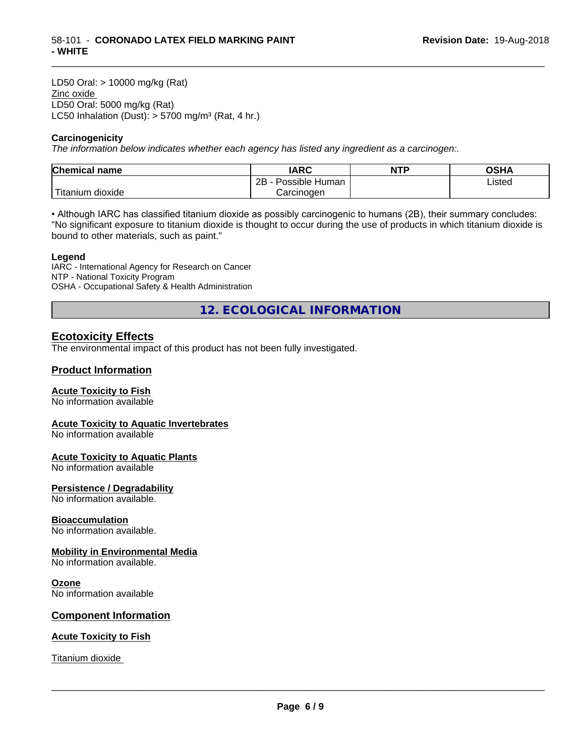LD50 Oral: > 10000 mg/kg (Rat)

Zinc oxide

LD50 Oral: 5000 mg/kg (Rat)

LC50 Inhalation (Dust): > 5700 mg/m³ (Rat, 4 hr.)

### Carcinogenicity

*The information below indicates whether each agency has listed any ingredient as a carcinogen:.*

| Chemical name | IARC | NTP | OSHA |
|---|---|---|---|
| Titanium dioxide | 2B - Possible Human Carcinogen | | Listed |

• Although IARC has classified titanium dioxide as possibly carcinogenic to humans (2B), their summary concludes: "No significant exposure to titanium dioxide is thought to occur during the use of products in which titanium dioxide is bound to other materials, such as paint."

**Legend**

IARC - International Agency for Research on Cancer
NTP - National Toxicity Program
OSHA - Occupational Safety & Health Administration

## 12. ECOLOGICAL INFORMATION

### Ecotoxicity Effects

The environmental impact of this product has not been fully investigated.

### Product Information

**Acute Toxicity to Fish**

No information available

**Acute Toxicity to Aquatic Invertebrates**

No information available

**Acute Toxicity to Aquatic Plants**

No information available

**Persistence / Degradability**

No information available.

**Bioaccumulation**

No information available.

**Mobility in Environmental Media**

No information available.

**Ozone**

No information available

### Component Information

**Acute Toxicity to Fish**

Titanium dioxide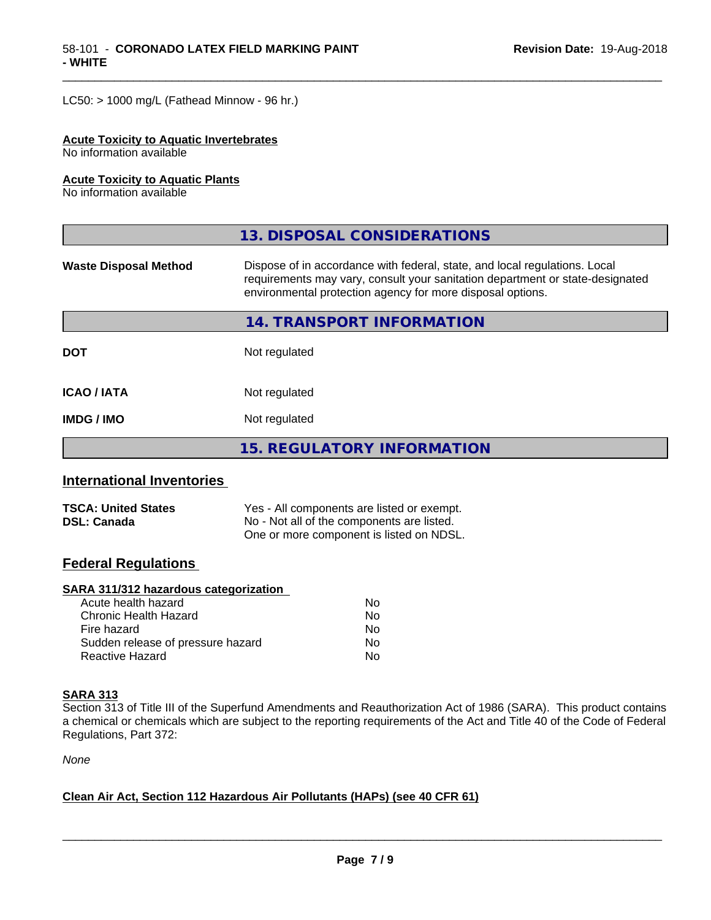LC50: > 1000 mg/L (Fathead Minnow - 96 hr.)

**Acute Toxicity to Aquatic Invertebrates**
No information available

**Acute Toxicity to Aquatic Plants**
No information available

## 13. DISPOSAL CONSIDERATIONS

| | |
|---|---|
| **Waste Disposal Method** | Dispose of in accordance with federal, state, and local regulations. Local requirements may vary, consult your sanitation department or state-designated environmental protection agency for more disposal options. |

## 14. TRANSPORT INFORMATION

| | |
|---|---|
| **DOT** | Not regulated |
| **ICAO / IATA** | Not regulated |
| **IMDG / IMO** | Not regulated |

## 15. REGULATORY INFORMATION

### International Inventories

| | |
|---|---|
| **TSCA: United States** | Yes - All components are listed or exempt. |
| **DSL: Canada** | No - Not all of the components are listed. One or more component is listed on NDSL. |

### Federal Regulations

**SARA 311/312 hazardous categorization**

| | |
|---|---|
| Acute health hazard | No |
| Chronic Health Hazard | No |
| Fire hazard | No |
| Sudden release of pressure hazard | No |
| Reactive Hazard | No |

**SARA 313**
Section 313 of Title III of the Superfund Amendments and Reauthorization Act of 1986 (SARA). This product contains a chemical or chemicals which are subject to the reporting requirements of the Act and Title 40 of the Code of Federal Regulations, Part 372:

*None*

**Clean Air Act, Section 112 Hazardous Air Pollutants (HAPs) (see 40 CFR 61)**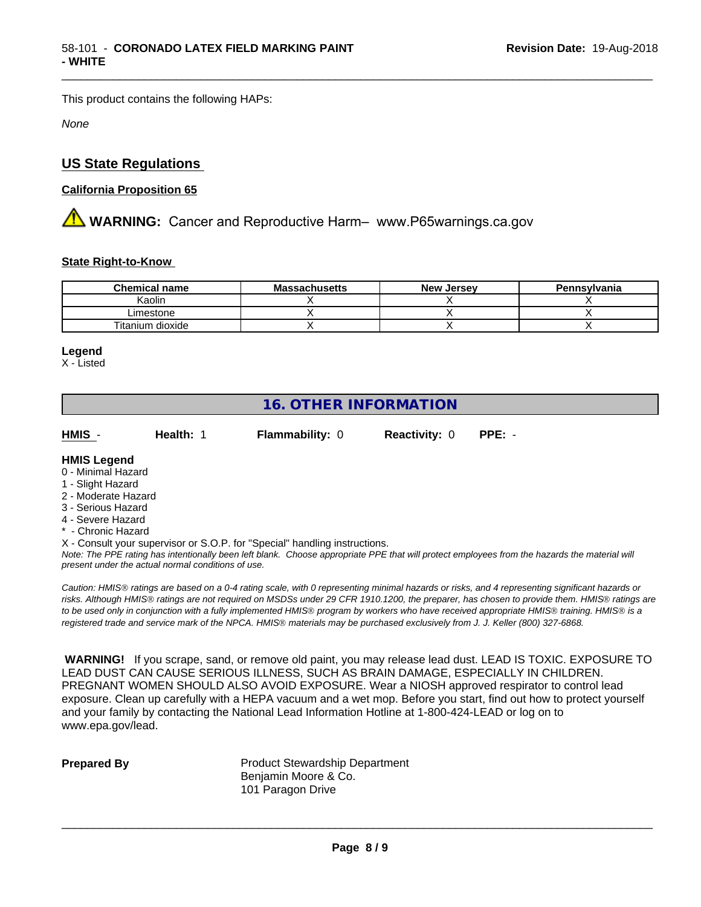This product contains the following HAPs:

*None*

## US State Regulations

**California Proposition 65**

⚠ **WARNING:** Cancer and Reproductive Harm– www.P65warnings.ca.gov

**State Right-to-Know**

| Chemical name | Massachusetts | New Jersey | Pennsylvania |
|---|---|---|---|
| Kaolin | X | X | X |
| Limestone | X | X | X |
| Titanium dioxide | X | X | X |

**Legend**
X - Listed

## 16. OTHER INFORMATION

**HMIS** - **Health:** 1 **Flammability:** 0 **Reactivity:** 0 **PPE:** -

**HMIS Legend**
0 - Minimal Hazard
1 - Slight Hazard
2 - Moderate Hazard
3 - Serious Hazard
4 - Severe Hazard
* - Chronic Hazard
X - Consult your supervisor or S.O.P. for "Special" handling instructions.

*Note: The PPE rating has intentionally been left blank. Choose appropriate PPE that will protect employees from the hazards the material will present under the actual normal conditions of use.*

*Caution: HMIS® ratings are based on a 0-4 rating scale, with 0 representing minimal hazards or risks, and 4 representing significant hazards or risks. Although HMIS® ratings are not required on MSDSs under 29 CFR 1910.1200, the preparer, has chosen to provide them. HMIS® ratings are to be used only in conjunction with a fully implemented HMIS® program by workers who have received appropriate HMIS® training. HMIS® is a registered trade and service mark of the NPCA. HMIS® materials may be purchased exclusively from J. J. Keller (800) 327-6868.*

**WARNING!** If you scrape, sand, or remove old paint, you may release lead dust. LEAD IS TOXIC. EXPOSURE TO LEAD DUST CAN CAUSE SERIOUS ILLNESS, SUCH AS BRAIN DAMAGE, ESPECIALLY IN CHILDREN. PREGNANT WOMEN SHOULD ALSO AVOID EXPOSURE. Wear a NIOSH approved respirator to control lead exposure. Clean up carefully with a HEPA vacuum and a wet mop. Before you start, find out how to protect yourself and your family by contacting the National Lead Information Hotline at 1-800-424-LEAD or log on to www.epa.gov/lead.

**Prepared By** Product Stewardship Department
Benjamin Moore & Co.
101 Paragon Drive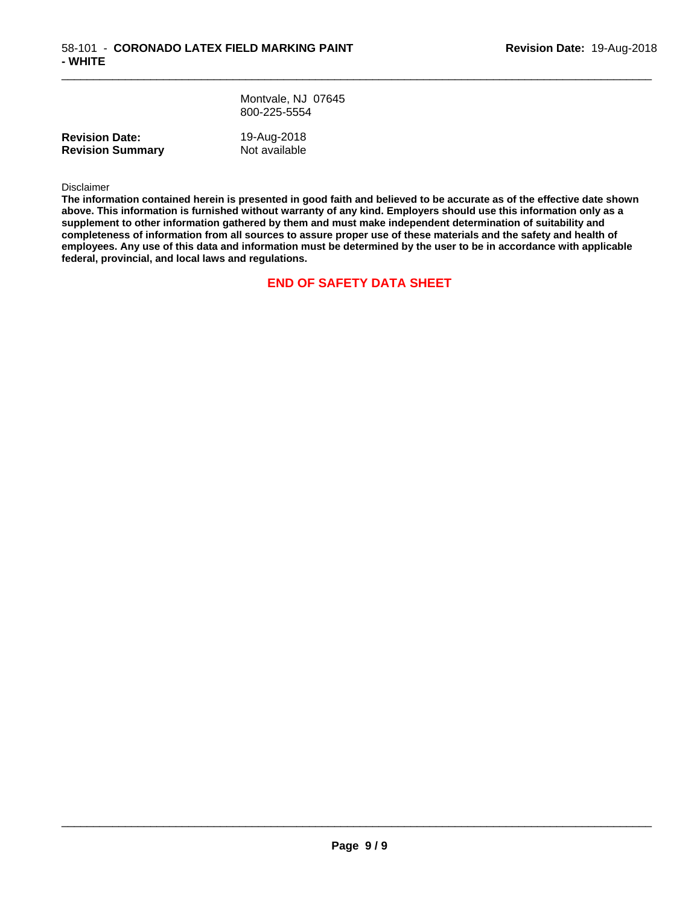Montvale, NJ 07645
800-225-5554

| | |
|---|---|
| **Revision Date:** | 19-Aug-2018 |
| **Revision Summary** | Not available |

Disclaimer

**The information contained herein is presented in good faith and believed to be accurate as of the effective date shown above. This information is furnished without warranty of any kind. Employers should use this information only as a supplement to other information gathered by them and must make independent determination of suitability and completeness of information from all sources to assure proper use of these materials and the safety and health of employees. Any use of this data and information must be determined by the user to be in accordance with applicable federal, provincial, and local laws and regulations.**

**END OF SAFETY DATA SHEET**